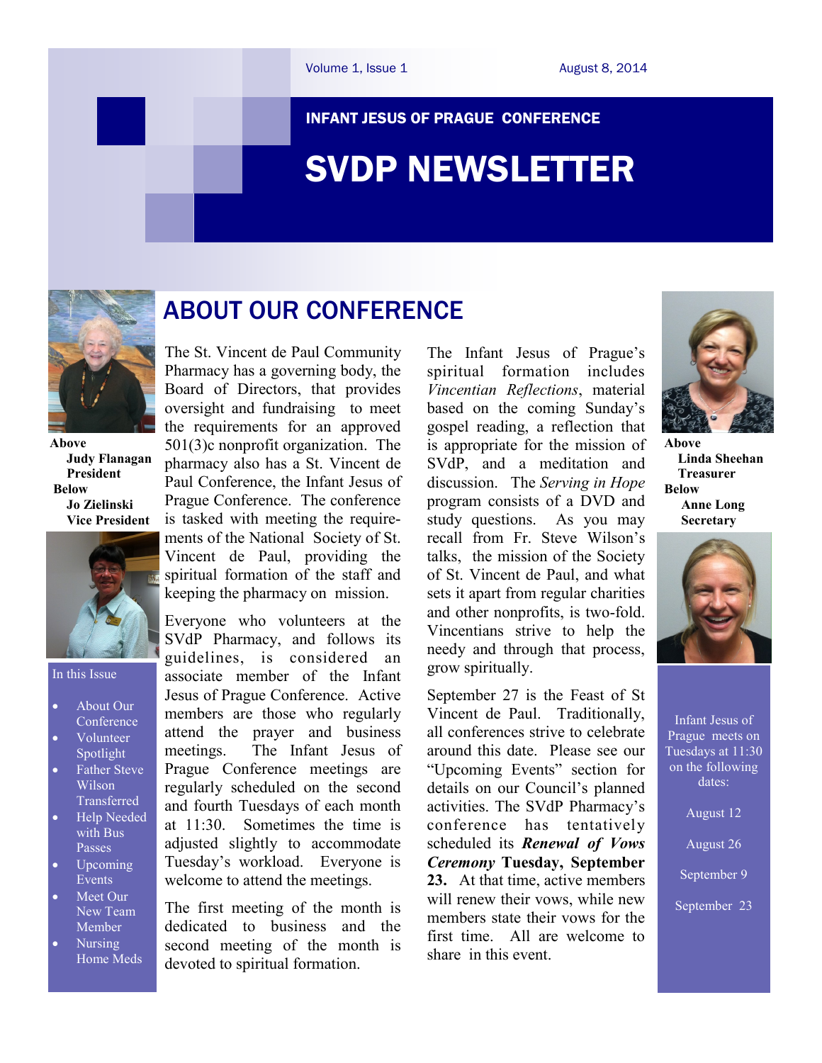Volume 1, Issue 1 — August 8, 2014

INFANT JESUS OF PRAGUE CONFERENCE

# SVDP NEWSLETTER

Above
**Judy Flanagan**
**President**
Below
**Jo Zielinski**
**Vice President**

In this Issue

- About Our Conference
- Volunteer Spotlight
- Father Steve Wilson Transferred
- Help Needed with Bus Passes
- Upcoming Events
- Meet Our New Team Member
- Nursing Home Meds

## ABOUT OUR CONFERENCE

The St. Vincent de Paul Community Pharmacy has a governing body, the Board of Directors, that provides oversight and fundraising to meet the requirements for an approved 501(3)c nonprofit organization. The pharmacy also has a St. Vincent de Paul Conference, the Infant Jesus of Prague Conference. The conference is tasked with meeting the requirements of the National Society of St. Vincent de Paul, providing the spiritual formation of the staff and keeping the pharmacy on mission.

Everyone who volunteers at the SVdP Pharmacy, and follows its guidelines, is considered an associate member of the Infant Jesus of Prague Conference. Active members are those who regularly attend the prayer and business meetings. The Infant Jesus of Prague Conference meetings are regularly scheduled on the second and fourth Tuesdays of each month at 11:30. Sometimes the time is adjusted slightly to accommodate Tuesday's workload. Everyone is welcome to attend the meetings.

The first meeting of the month is dedicated to business and the second meeting of the month is devoted to spiritual formation.

The Infant Jesus of Prague's spiritual formation includes *Vincentian Reflections*, material based on the coming Sunday's gospel reading, a reflection that is appropriate for the mission of SVdP, and a meditation and discussion. The *Serving in Hope* program consists of a DVD and study questions. As you may recall from Fr. Steve Wilson's talks, the mission of the Society of St. Vincent de Paul, and what sets it apart from regular charities and other nonprofits, is two-fold. Vincentians strive to help the needy and through that process, grow spiritually.

September 27 is the Feast of St Vincent de Paul. Traditionally, all conferences strive to celebrate around this date. Please see our "Upcoming Events" section for details on our Council's planned activities. The SVdP Pharmacy's conference has tentatively scheduled its ***Renewal of Vows Ceremony*** **Tuesday, September 23.** At that time, active members will renew their vows, while new members state their vows for the first time. All are welcome to share in this event.

Above
**Linda Sheehan**
**Treasurer**
Below
**Anne Long**
**Secretary**

Infant Jesus of Prague meets on Tuesdays at 11:30 on the following dates:

August 12

August 26

September 9

September 23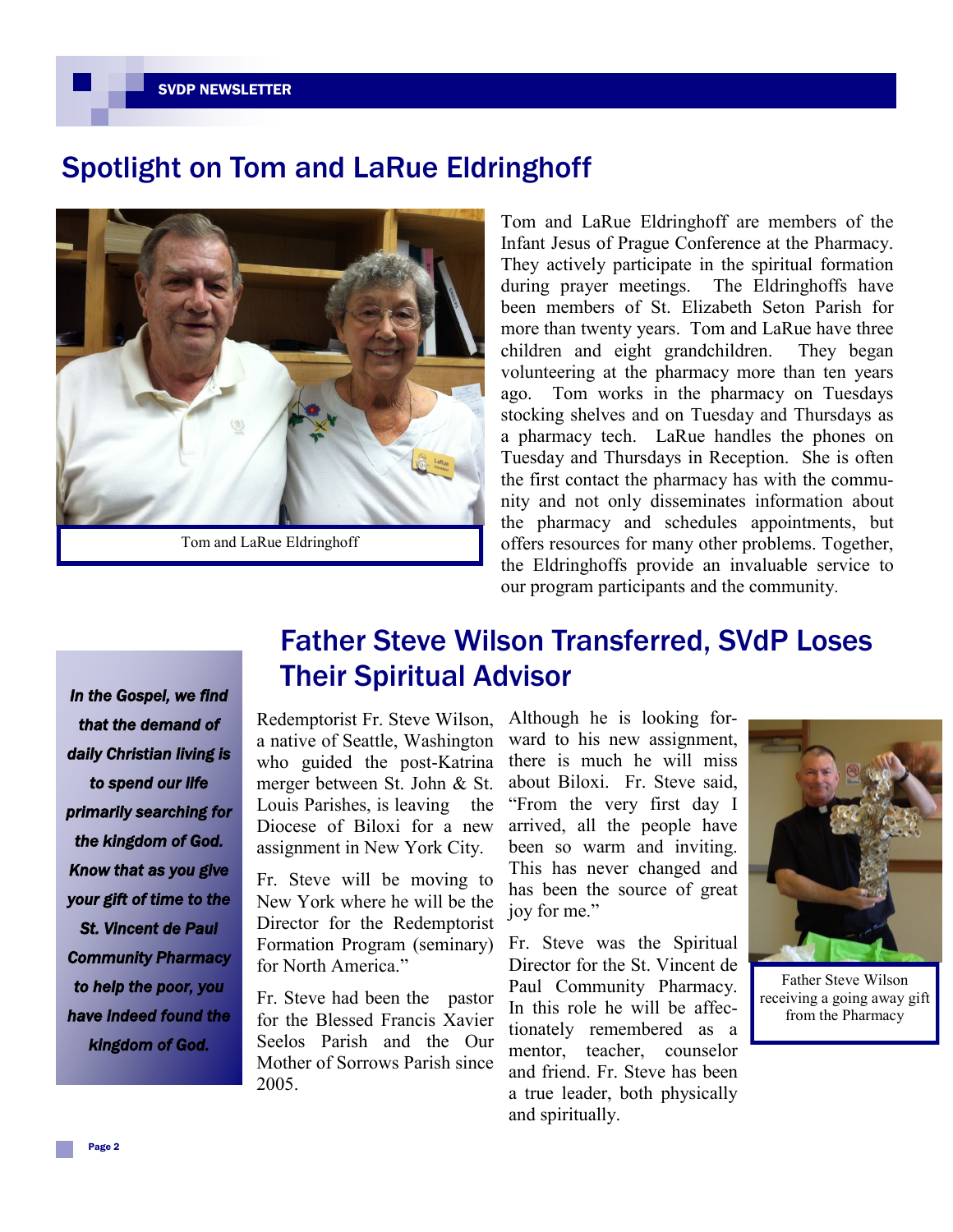## Spotlight on Tom and LaRue Eldringhoff

Tom and LaRue Eldringhoff

Tom and LaRue Eldringhoff are members of the Infant Jesus of Prague Conference at the Pharmacy. They actively participate in the spiritual formation during prayer meetings. The Eldringhoffs have been members of St. Elizabeth Seton Parish for more than twenty years. Tom and LaRue have three children and eight grandchildren. They began volunteering at the pharmacy more than ten years ago. Tom works in the pharmacy on Tuesdays stocking shelves and on Tuesday and Thursdays as a pharmacy tech. LaRue handles the phones on Tuesday and Thursdays in Reception. She is often the first contact the pharmacy has with the community and not only disseminates information about the pharmacy and schedules appointments, but offers resources for many other problems. Together, the Eldringhoffs provide an invaluable service to our program participants and the community.

## Father Steve Wilson Transferred, SVdP Loses Their Spiritual Advisor

*In the Gospel, we find that the demand of daily Christian living is to spend our life primarily searching for the kingdom of God. Know that as you give your gift of time to the St. Vincent de Paul Community Pharmacy to help the poor, you have indeed found the kingdom of God.*

Redemptorist Fr. Steve Wilson, a native of Seattle, Washington who guided the post-Katrina merger between St. John & St. Louis Parishes, is leaving the Diocese of Biloxi for a new assignment in New York City.

Fr. Steve will be moving to New York where he will be the Director for the Redemptorist Formation Program (seminary) for North America."

Fr. Steve had been the pastor for the Blessed Francis Xavier Seelos Parish and the Our Mother of Sorrows Parish since 2005.

Although he is looking forward to his new assignment, there is much he will miss about Biloxi. Fr. Steve said, "From the very first day I arrived, all the people have been so warm and inviting. This has never changed and has been the source of great joy for me."

Fr. Steve was the Spiritual Director for the St. Vincent de Paul Community Pharmacy. In this role he will be affectionately remembered as a mentor, teacher, counselor and friend. Fr. Steve has been a true leader, both physically and spiritually.

Father Steve Wilson receiving a going away gift from the Pharmacy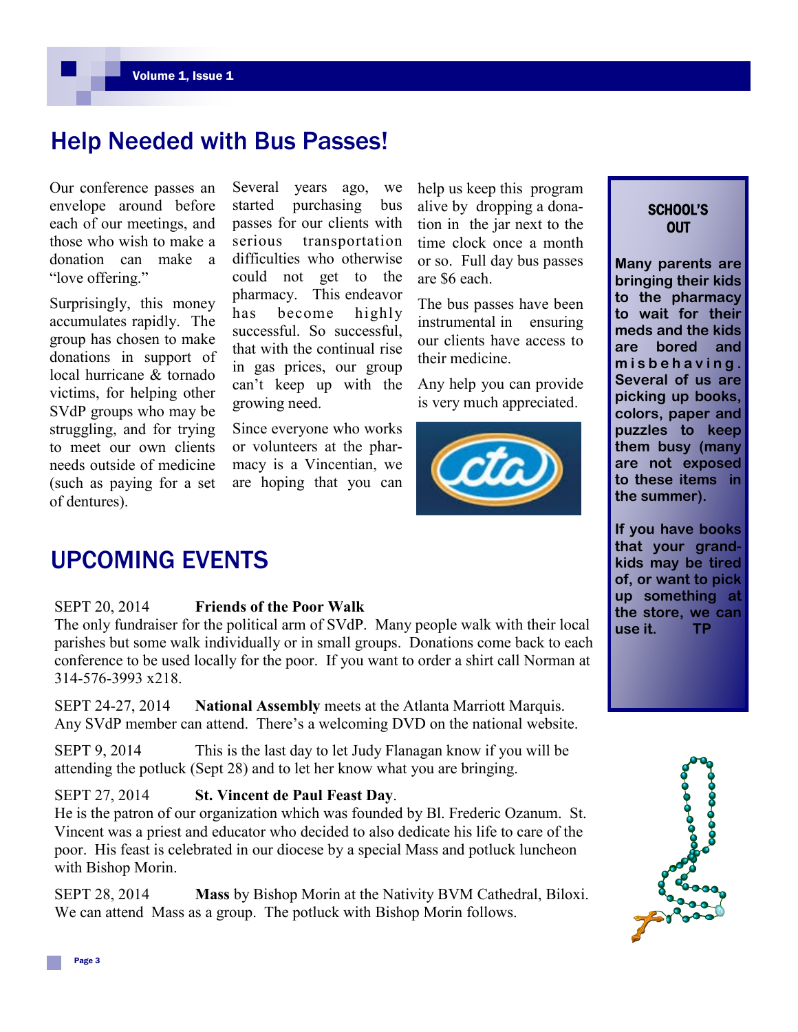## Help Needed with Bus Passes!

Our conference passes an envelope around before each of our meetings, and those who wish to make a donation can make a "love offering."

Surprisingly, this money accumulates rapidly. The group has chosen to make donations in support of local hurricane & tornado victims, for helping other SVdP groups who may be struggling, and for trying to meet our own clients needs outside of medicine (such as paying for a set of dentures).

Several years ago, we started purchasing bus passes for our clients with serious transportation difficulties who otherwise could not get to the pharmacy. This endeavor has become highly successful. So successful, that with the continual rise in gas prices, our group can't keep up with the growing need.

Since everyone who works or volunteers at the pharmacy is a Vincentian, we are hoping that you can help us keep this program alive by dropping a donation in the jar next to the time clock once a month or so. Full day bus passes are $6 each.

The bus passes have been instrumental in ensuring our clients have access to their medicine.

Any help you can provide is very much appreciated.

### SCHOOL'S OUT

**Many parents are bringing their kids to the pharmacy to wait for their meds and the kids are bored and misbehaving. Several of us are picking up books, colors, paper and puzzles to keep them busy (many are not exposed to these items in the summer).**

**If you have books that your grand-kids may be tired of, or want to pick up something at the store, we can use it. TP**

## UPCOMING EVENTS

SEPT 20, 2014 **Friends of the Poor Walk**
The only fundraiser for the political arm of SVdP. Many people walk with their local parishes but some walk individually or in small groups. Donations come back to each conference to be used locally for the poor. If you want to order a shirt call Norman at 314-576-3993 x218.

SEPT 24-27, 2014 **National Assembly** meets at the Atlanta Marriott Marquis. Any SVdP member can attend. There's a welcoming DVD on the national website.

SEPT 9, 2014 This is the last day to let Judy Flanagan know if you will be attending the potluck (Sept 28) and to let her know what you are bringing.

SEPT 27, 2014 **St. Vincent de Paul Feast Day**.
He is the patron of our organization which was founded by Bl. Frederic Ozanum. St. Vincent was a priest and educator who decided to also dedicate his life to care of the poor. His feast is celebrated in our diocese by a special Mass and potluck luncheon with Bishop Morin.

SEPT 28, 2014 **Mass** by Bishop Morin at the Nativity BVM Cathedral, Biloxi. We can attend Mass as a group. The potluck with Bishop Morin follows.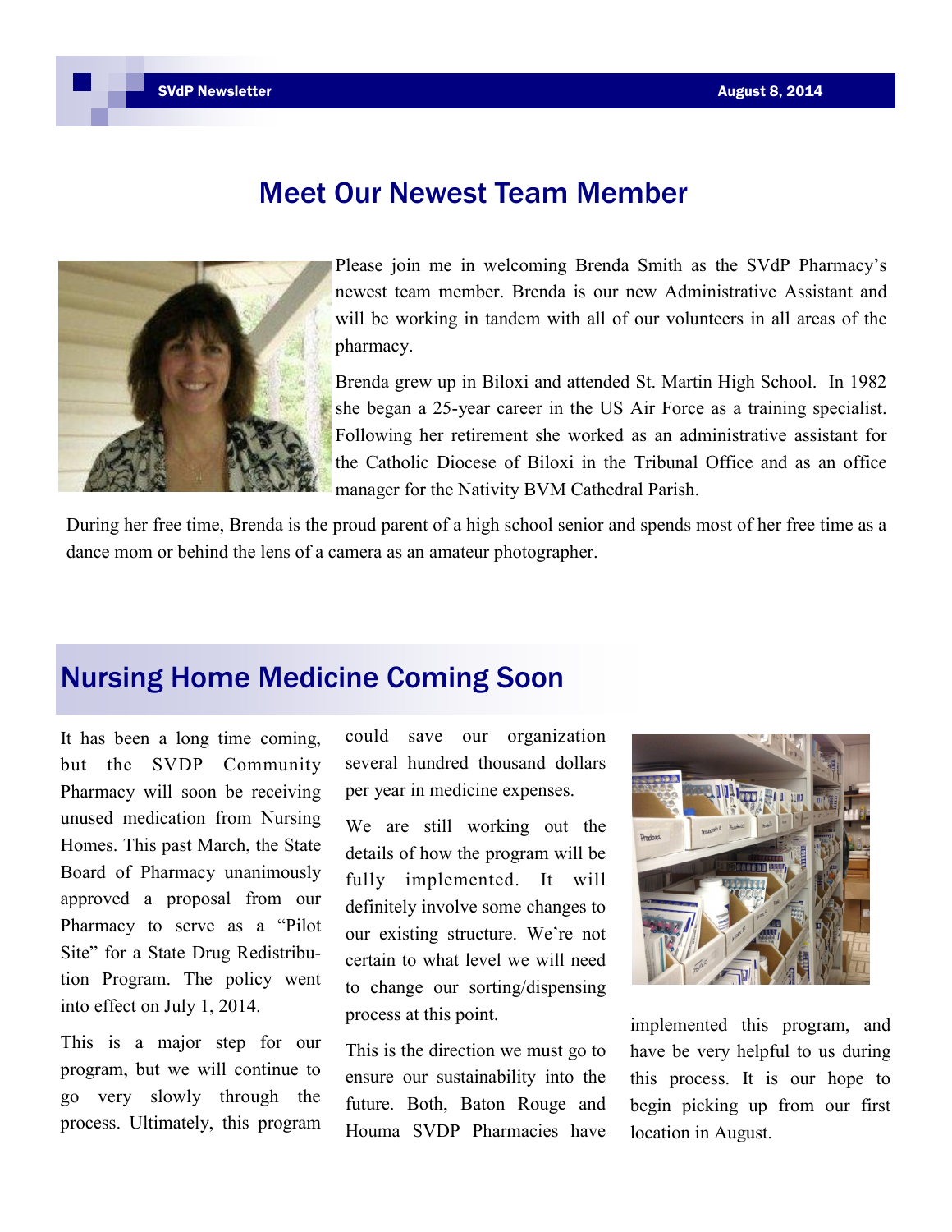## Meet Our Newest Team Member

Please join me in welcoming Brenda Smith as the SVdP Pharmacy's newest team member. Brenda is our new Administrative Assistant and will be working in tandem with all of our volunteers in all areas of the pharmacy.

Brenda grew up in Biloxi and attended St. Martin High School. In 1982 she began a 25-year career in the US Air Force as a training specialist. Following her retirement she worked as an administrative assistant for the Catholic Diocese of Biloxi in the Tribunal Office and as an office manager for the Nativity BVM Cathedral Parish.

During her free time, Brenda is the proud parent of a high school senior and spends most of her free time as a dance mom or behind the lens of a camera as an amateur photographer.

## Nursing Home Medicine Coming Soon

It has been a long time coming, but the SVDP Community Pharmacy will soon be receiving unused medication from Nursing Homes. This past March, the State Board of Pharmacy unanimously approved a proposal from our Pharmacy to serve as a "Pilot Site" for a State Drug Redistribution Program. The policy went into effect on July 1, 2014.

This is a major step for our program, but we will continue to go very slowly through the process. Ultimately, this program could save our organization several hundred thousand dollars per year in medicine expenses.

We are still working out the details of how the program will be fully implemented. It will definitely involve some changes to our existing structure. We're not certain to what level we will need to change our sorting/dispensing process at this point.

This is the direction we must go to ensure our sustainability into the future. Both, Baton Rouge and Houma SVDP Pharmacies have implemented this program, and have be very helpful to us during this process. It is our hope to begin picking up from our first location in August.